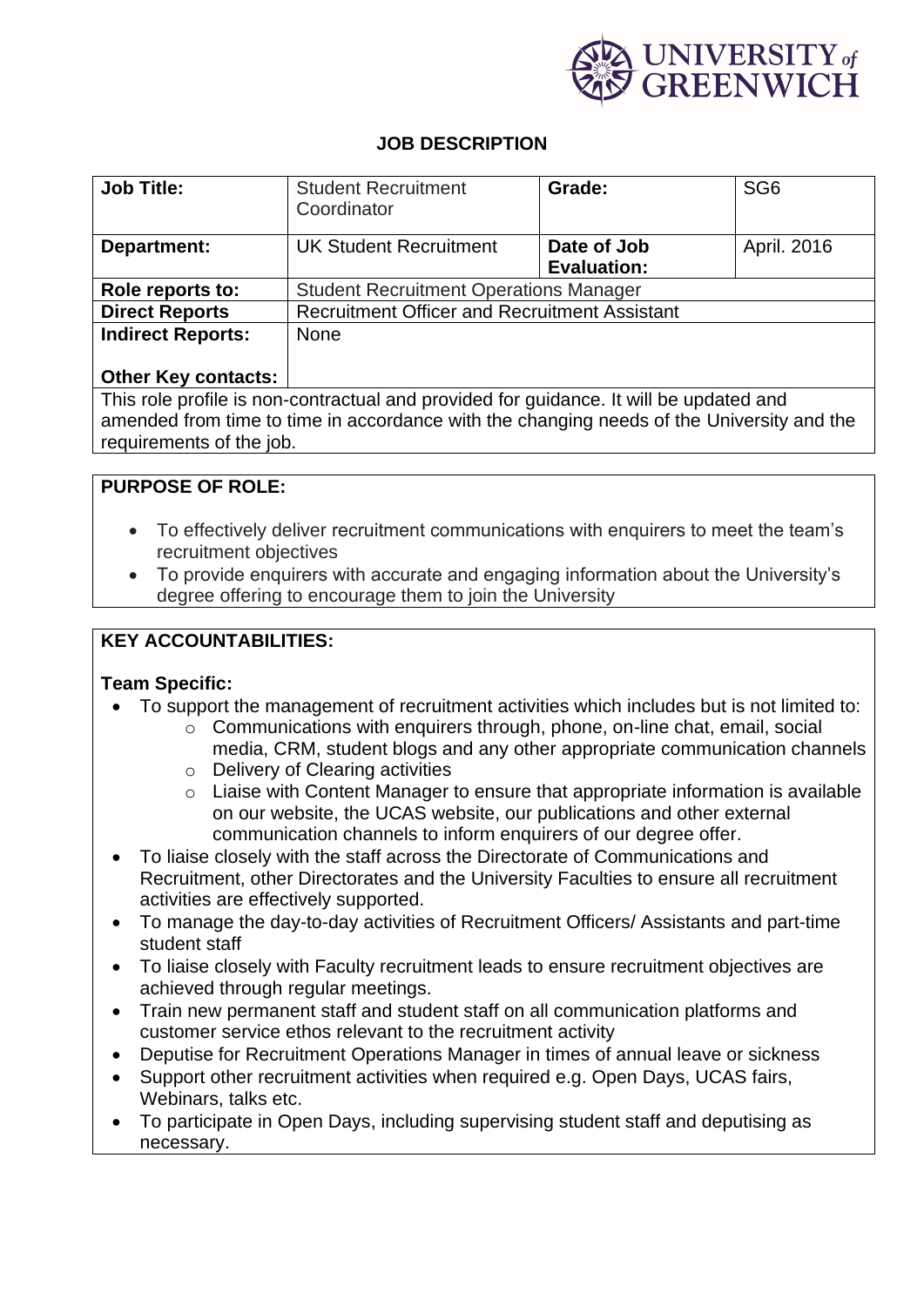**UNIVERSITY of GREENWICH**

# JOB DESCRIPTION

| **Job Title:** | Student Recruitment Coordinator | **Grade:** | SG6 |
|---|---|---|---|
| **Department:** | UK Student Recruitment | **Date of Job Evaluation:** | April. 2016 |
| **Role reports to:** | Student Recruitment Operations Manager | | |
| **Direct Reports** | Recruitment Officer and Recruitment Assistant | | |
| **Indirect Reports:** | None | | |
| **Other Key contacts:** | | | |

This role profile is non-contractual and provided for guidance. It will be updated and amended from time to time in accordance with the changing needs of the University and the requirements of the job.

## PURPOSE OF ROLE:

- To effectively deliver recruitment communications with enquirers to meet the team's recruitment objectives
- To provide enquirers with accurate and engaging information about the University's degree offering to encourage them to join the University

## KEY ACCOUNTABILITIES:

### Team Specific:

- To support the management of recruitment activities which includes but is not limited to:
  - Communications with enquirers through, phone, on-line chat, email, social media, CRM, student blogs and any other appropriate communication channels
  - Delivery of Clearing activities
  - Liaise with Content Manager to ensure that appropriate information is available on our website, the UCAS website, our publications and other external communication channels to inform enquirers of our degree offer.
- To liaise closely with the staff across the Directorate of Communications and Recruitment, other Directorates and the University Faculties to ensure all recruitment activities are effectively supported.
- To manage the day-to-day activities of Recruitment Officers/ Assistants and part-time student staff
- To liaise closely with Faculty recruitment leads to ensure recruitment objectives are achieved through regular meetings.
- Train new permanent staff and student staff on all communication platforms and customer service ethos relevant to the recruitment activity
- Deputise for Recruitment Operations Manager in times of annual leave or sickness
- Support other recruitment activities when required e.g. Open Days, UCAS fairs, Webinars, talks etc.
- To participate in Open Days, including supervising student staff and deputising as necessary.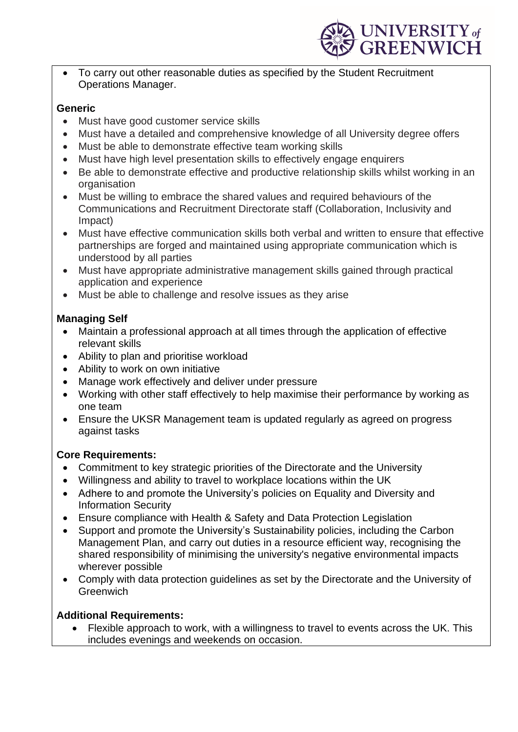- To carry out other reasonable duties as specified by the Student Recruitment Operations Manager.

**Generic**

- Must have good customer service skills
- Must have a detailed and comprehensive knowledge of all University degree offers
- Must be able to demonstrate effective team working skills
- Must have high level presentation skills to effectively engage enquirers
- Be able to demonstrate effective and productive relationship skills whilst working in an organisation
- Must be willing to embrace the shared values and required behaviours of the Communications and Recruitment Directorate staff (Collaboration, Inclusivity and Impact)
- Must have effective communication skills both verbal and written to ensure that effective partnerships are forged and maintained using appropriate communication which is understood by all parties
- Must have appropriate administrative management skills gained through practical application and experience
- Must be able to challenge and resolve issues as they arise

**Managing Self**

- Maintain a professional approach at all times through the application of effective relevant skills
- Ability to plan and prioritise workload
- Ability to work on own initiative
- Manage work effectively and deliver under pressure
- Working with other staff effectively to help maximise their performance by working as one team
- Ensure the UKSR Management team is updated regularly as agreed on progress against tasks

**Core Requirements:**

- Commitment to key strategic priorities of the Directorate and the University
- Willingness and ability to travel to workplace locations within the UK
- Adhere to and promote the University's policies on Equality and Diversity and Information Security
- Ensure compliance with Health & Safety and Data Protection Legislation
- Support and promote the University's Sustainability policies, including the Carbon Management Plan, and carry out duties in a resource efficient way, recognising the shared responsibility of minimising the university's negative environmental impacts wherever possible
- Comply with data protection guidelines as set by the Directorate and the University of Greenwich

**Additional Requirements:**

- Flexible approach to work, with a willingness to travel to events across the UK. This includes evenings and weekends on occasion.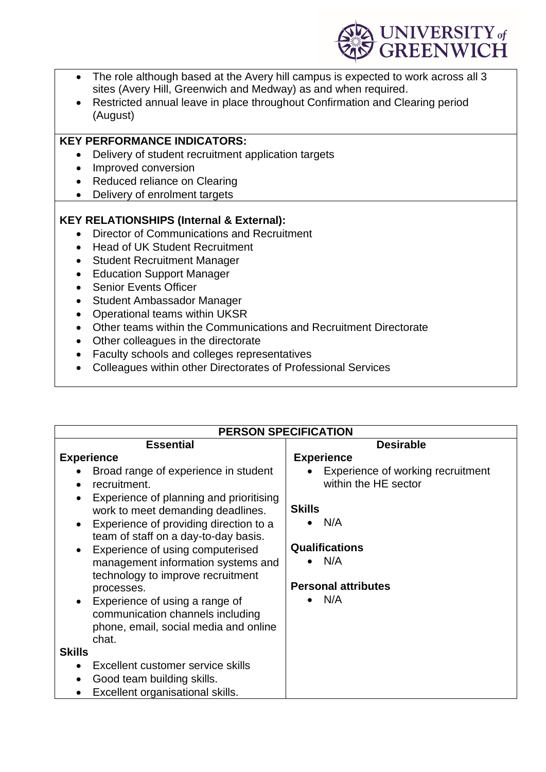- The role although based at the Avery hill campus is expected to work across all 3 sites (Avery Hill, Greenwich and Medway) as and when required.
- Restricted annual leave in place throughout Confirmation and Clearing period (August)

**KEY PERFORMANCE INDICATORS:**

- Delivery of student recruitment application targets
- Improved conversion
- Reduced reliance on Clearing
- Delivery of enrolment targets

**KEY RELATIONSHIPS (Internal & External):**

- Director of Communications and Recruitment
- Head of UK Student Recruitment
- Student Recruitment Manager
- Education Support Manager
- Senior Events Officer
- Student Ambassador Manager
- Operational teams within UKSR
- Other teams within the Communications and Recruitment Directorate
- Other colleagues in the directorate
- Faculty schools and colleges representatives
- Colleagues within other Directorates of Professional Services

| PERSON SPECIFICATION | |
|---|---|
| **Essential** | **Desirable** |
| **Experience**<br>• Broad range of experience in student<br>• recruitment.<br>• Experience of planning and prioritising work to meet demanding deadlines.<br>• Experience of providing direction to a team of staff on a day-to-day basis.<br>• Experience of using computerised management information systems and technology to improve recruitment processes.<br>• Experience of using a range of communication channels including phone, email, social media and online chat.<br>**Skills**<br>• Excellent customer service skills<br>• Good team building skills.<br>• Excellent organisational skills. | **Experience**<br>• Experience of working recruitment within the HE sector<br><br>**Skills**<br>• N/A<br><br>**Qualifications**<br>• N/A<br><br>**Personal attributes**<br>• N/A |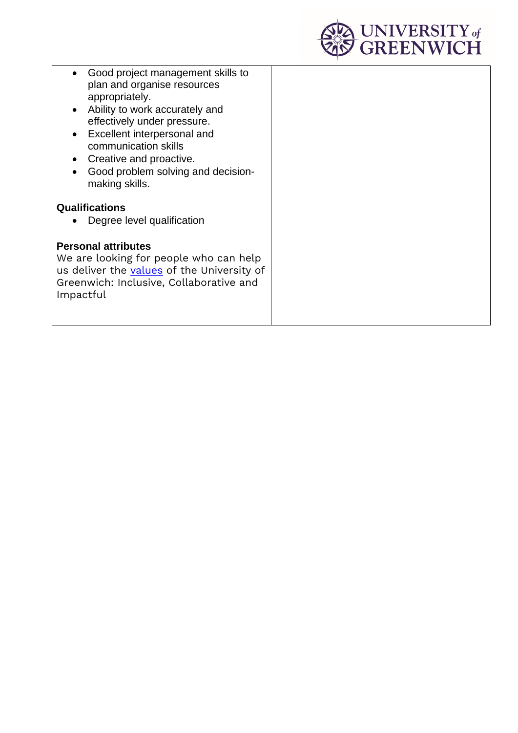| | |
|---|---|
| • Good project management skills to plan and organise resources appropriately.<br>• Ability to work accurately and effectively under pressure.<br>• Excellent interpersonal and communication skills<br>• Creative and proactive.<br>• Good problem solving and decision-making skills.<br><br>**Qualifications**<br>• Degree level qualification<br><br>**Personal attributes**<br>We are looking for people who can help us deliver the values of the University of Greenwich: Inclusive, Collaborative and Impactful | |